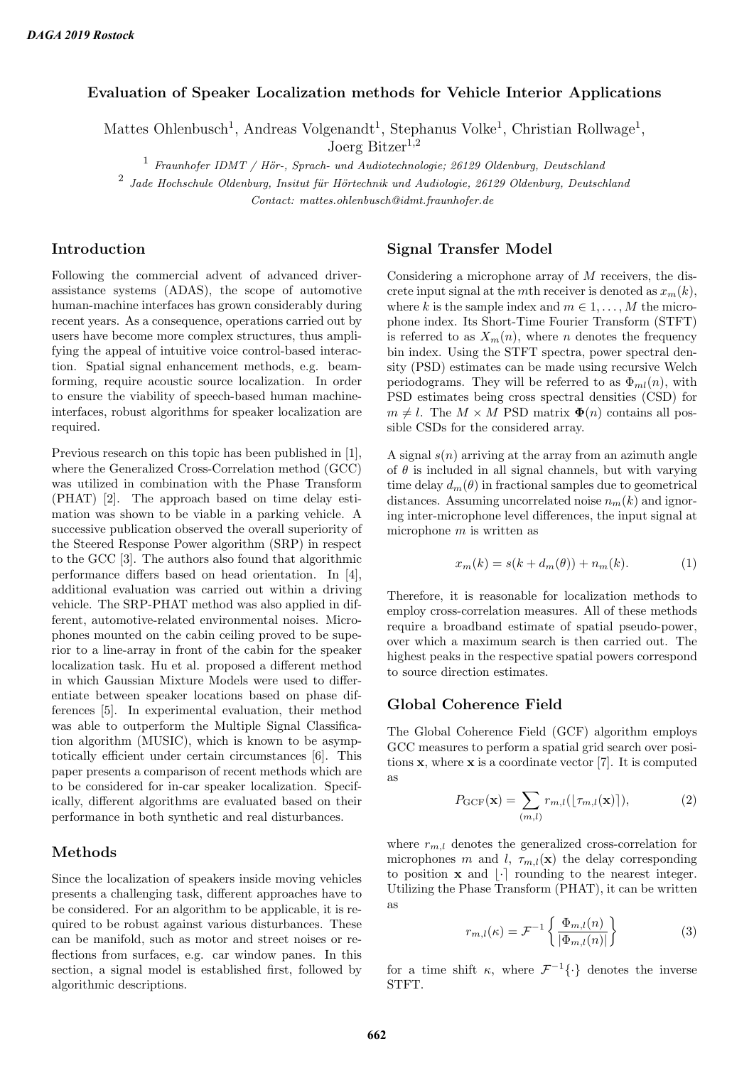# Evaluation of Speaker Localization methods for Vehicle Interior Applications

Mattes Ohlenbusch[1], Andreas Volgenandt[1], Stephanus Volke[1], Christian Rollwage[1], Joerg Bitzer[1,2]

[1] *Fraunhofer IDMT / Hör-, Sprach- und Audiotechnologie; 26129 Oldenburg, Deutschland*

[2] *Jade Hochschule Oldenburg, Insitut für Hörtechnik und Audiologie, 26129 Oldenburg, Deutschland*

*Contact: mattes.ohlenbusch@idmt.fraunhofer.de*

## Introduction

Following the commercial advent of advanced driver-assistance systems (ADAS), the scope of automotive human-machine interfaces has grown considerably during recent years. As a consequence, operations carried out by users have become more complex structures, thus amplifying the appeal of intuitive voice control-based interaction. Spatial signal enhancement methods, e.g. beamforming, require acoustic source localization. In order to ensure the viability of speech-based human machine-interfaces, robust algorithms for speaker localization are required.

Previous research on this topic has been published in [1], where the Generalized Cross-Correlation method (GCC) was utilized in combination with the Phase Transform (PHAT) [2]. The approach based on time delay estimation was shown to be viable in a parking vehicle. A successive publication observed the overall superiority of the Steered Response Power algorithm (SRP) in respect to the GCC [3]. The authors also found that algorithmic performance differs based on head orientation. In [4], additional evaluation was carried out within a driving vehicle. The SRP-PHAT method was also applied in different, automotive-related environmental noises. Microphones mounted on the cabin ceiling proved to be superior to a line-array in front of the cabin for the speaker localization task. Hu et al. proposed a different method in which Gaussian Mixture Models were used to differentiate between speaker locations based on phase differences [5]. In experimental evaluation, their method was able to outperform the Multiple Signal Classification algorithm (MUSIC), which is known to be asymptotically efficient under certain circumstances [6]. This paper presents a comparison of recent methods which are to be considered for in-car speaker localization. Specifically, different algorithms are evaluated based on their performance in both synthetic and real disturbances.

## Methods

Since the localization of speakers inside moving vehicles presents a challenging task, different approaches have to be considered. For an algorithm to be applicable, it is required to be robust against various disturbances. These can be manifold, such as motor and street noises or reflections from surfaces, e.g. car window panes. In this section, a signal model is established first, followed by algorithmic descriptions.

## Signal Transfer Model

Considering a microphone array of $M$ receivers, the discrete input signal at the $m$th receiver is denoted as $x_m(k)$, where $k$ is the sample index and $m \in 1, \ldots, M$ the microphone index. Its Short-Time Fourier Transform (STFT) is referred to as $X_m(n)$, where $n$ denotes the frequency bin index. Using the STFT spectra, power spectral density (PSD) estimates can be made using recursive Welch periodograms. They will be referred to as $\Phi_{ml}(n)$, with PSD estimates being cross spectral densities (CSD) for $m \neq l$. The $M \times M$ PSD matrix $\mathbf{\Phi}(n)$ contains all possible CSDs for the considered array.

A signal $s(n)$ arriving at the array from an azimuth angle of $\theta$ is included in all signal channels, but with varying time delay $d_m(\theta)$ in fractional samples due to geometrical distances. Assuming uncorrelated noise $n_m(k)$ and ignoring inter-microphone level differences, the input signal at microphone $m$ is written as

$$x_m(k) = s(k + d_m(\theta)) + n_m(k). \tag{1}$$

Therefore, it is reasonable for localization methods to employ cross-correlation measures. All of these methods require a broadband estimate of spatial pseudo-power, over which a maximum search is then carried out. The highest peaks in the respective spatial powers correspond to source direction estimates.

## Global Coherence Field

The Global Coherence Field (GCF) algorithm employs GCC measures to perform a spatial grid search over positions $\mathbf{x}$, where $\mathbf{x}$ is a coordinate vector [7]. It is computed as

$$P_{\text{GCF}}(\mathbf{x}) = \sum_{(m,l)} r_{m,l}(\lfloor \tau_{m,l}(\mathbf{x}) \rceil), \tag{2}$$

where $r_{m,l}$ denotes the generalized cross-correlation for microphones $m$ and $l$, $\tau_{m,l}(\mathbf{x})$ the delay corresponding to position $\mathbf{x}$ and $\lfloor \cdot \rceil$ rounding to the nearest integer. Utilizing the Phase Transform (PHAT), it can be written as

$$r_{m,l}(\kappa) = \mathcal{F}^{-1}\left\{ \frac{\Phi_{m,l}(n)}{|\Phi_{m,l}(n)|} \right\} \tag{3}$$

for a time shift $\kappa$, where $\mathcal{F}^{-1}\{\cdot\}$ denotes the inverse STFT.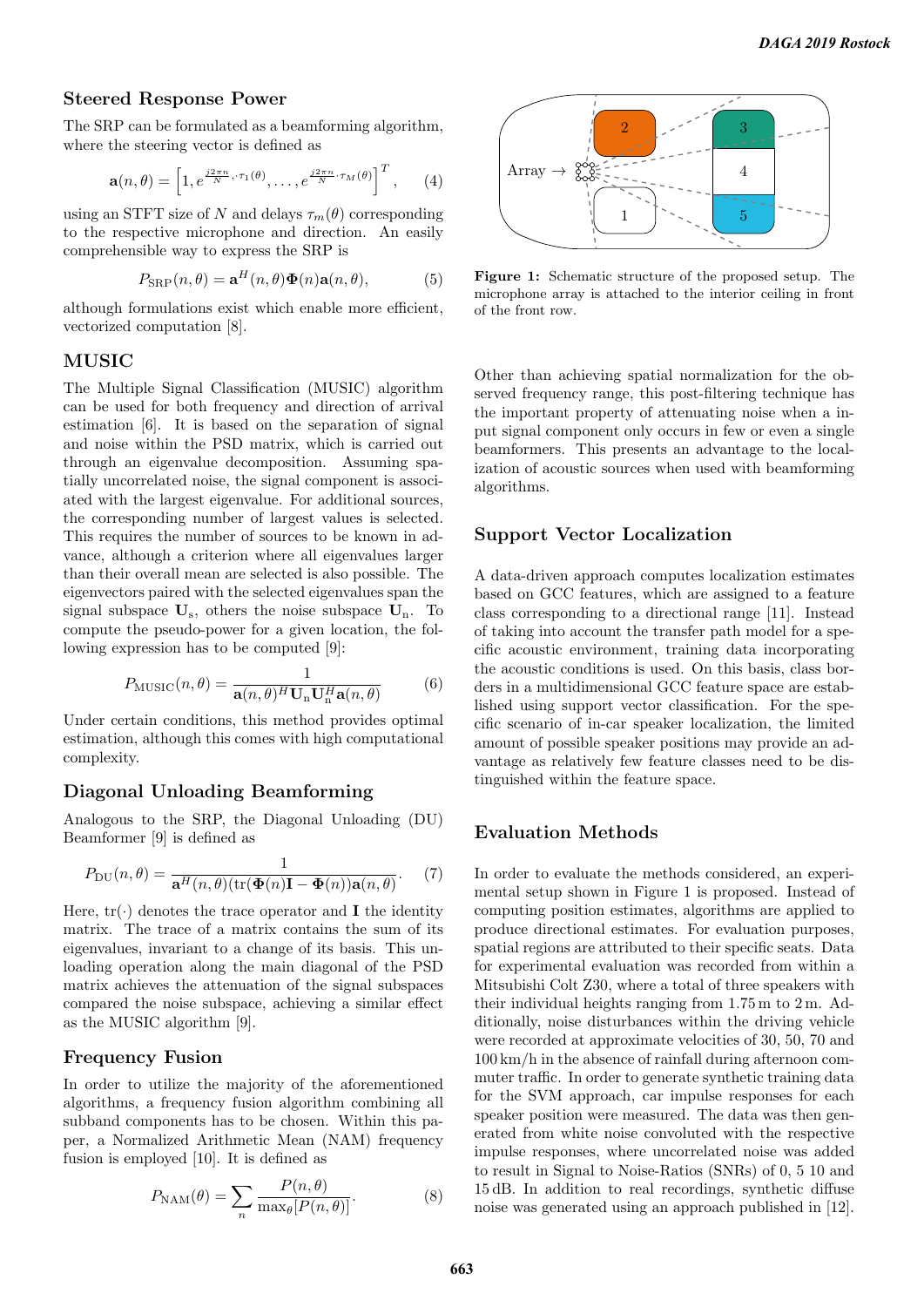## Steered Response Power

The SRP can be formulated as a beamforming algorithm, where the steering vector is defined as

$$\mathbf{a}(n,\theta) = \left[1, e^{\frac{j2\pi n}{N}\cdot\tau_1(\theta)}, \ldots, e^{\frac{j2\pi n}{N}\cdot\tau_M(\theta)}\right]^T, \quad (4)$$

using an STFT size of $N$ and delays $\tau_m(\theta)$ corresponding to the respective microphone and direction. An easily comprehensible way to express the SRP is

$$P_{\text{SRP}}(n,\theta) = \mathbf{a}^H(n,\theta)\mathbf{\Phi}(n)\mathbf{a}(n,\theta), \quad (5)$$

although formulations exist which enable more efficient, vectorized computation [8].

## MUSIC

The Multiple Signal Classification (MUSIC) algorithm can be used for both frequency and direction of arrival estimation [6]. It is based on the separation of signal and noise within the PSD matrix, which is carried out through an eigenvalue decomposition. Assuming spatially uncorrelated noise, the signal component is associated with the largest eigenvalue. For additional sources, the corresponding number of largest values is selected. This requires the number of sources to be known in advance, although a criterion where all eigenvalues larger than their overall mean are selected is also possible. The eigenvectors paired with the selected eigenvalues span the signal subspace $\mathbf{U}_\text{s}$, others the noise subspace $\mathbf{U}_\text{n}$. To compute the pseudo-power for a given location, the following expression has to be computed [9]:

$$P_{\text{MUSIC}}(n,\theta) = \frac{1}{\mathbf{a}(n,\theta)^H\mathbf{U}_\text{n}\mathbf{U}_\text{n}^H\mathbf{a}(n,\theta)} \quad (6)$$

Under certain conditions, this method provides optimal estimation, although this comes with high computational complexity.

## Diagonal Unloading Beamforming

Analogous to the SRP, the Diagonal Unloading (DU) Beamformer [9] is defined as

$$P_{\text{DU}}(n,\theta) = \frac{1}{\mathbf{a}^H(n,\theta)(\text{tr}(\mathbf{\Phi}(n)\mathbf{I} - \mathbf{\Phi}(n))\mathbf{a}(n,\theta)}. \quad (7)$$

Here, $\text{tr}(\cdot)$ denotes the trace operator and $\mathbf{I}$ the identity matrix. The trace of a matrix contains the sum of its eigenvalues, invariant to a change of its basis. This unloading operation along the main diagonal of the PSD matrix achieves the attenuation of the signal subspaces compared the noise subspace, achieving a similar effect as the MUSIC algorithm [9].

## Frequency Fusion

In order to utilize the majority of the aforementioned algorithms, a frequency fusion algorithm combining all subband components has to be chosen. Within this paper, a Normalized Arithmetic Mean (NAM) frequency fusion is employed [10]. It is defined as

$$P_{\text{NAM}}(\theta) = \sum_n \frac{P(n,\theta)}{\max_\theta[P(n,\theta)]}. \quad (8)$$

Array →

2

3

4

1

5

**Figure 1:** Schematic structure of the proposed setup. The microphone array is attached to the interior ceiling in front of the front row.

Other than achieving spatial normalization for the observed frequency range, this post-filtering technique has the important property of attenuating noise when a input signal component only occurs in few or even a single beamformers. This presents an advantage to the localization of acoustic sources when used with beamforming algorithms.

## Support Vector Localization

A data-driven approach computes localization estimates based on GCC features, which are assigned to a feature class corresponding to a directional range [11]. Instead of taking into account the transfer path model for a specific acoustic environment, training data incorporating the acoustic conditions is used. On this basis, class borders in a multidimensional GCC feature space are established using support vector classification. For the specific scenario of in-car speaker localization, the limited amount of possible speaker positions may provide an advantage as relatively few feature classes need to be distinguished within the feature space.

## Evaluation Methods

In order to evaluate the methods considered, an experimental setup shown in Figure 1 is proposed. Instead of computing position estimates, algorithms are applied to produce directional estimates. For evaluation purposes, spatial regions are attributed to their specific seats. Data for experimental evaluation was recorded from within a Mitsubishi Colt Z30, where a total of three speakers with their individual heights ranging from 1.75 m to 2 m. Additionally, noise disturbances within the driving vehicle were recorded at approximate velocities of 30, 50, 70 and 100 km/h in the absence of rainfall during afternoon commuter traffic. In order to generate synthetic training data for the SVM approach, car impulse responses for each speaker position were measured. The data was then generated from white noise convoluted with the respective impulse responses, where uncorrelated noise was added to result in Signal to Noise-Ratios (SNRs) of 0, 5 10 and 15 dB. In addition to real recordings, synthetic diffuse noise was generated using an approach published in [12].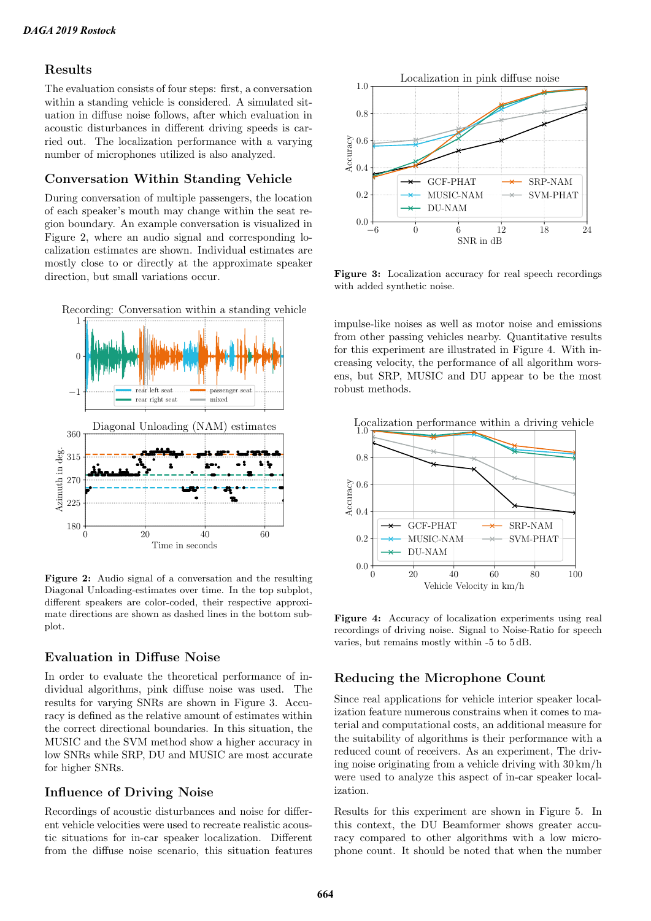## Results

The evaluation consists of four steps: first, a conversation within a standing vehicle is considered. A simulated situation in diffuse noise follows, after which evaluation in acoustic disturbances in different driving speeds is carried out. The localization performance with a varying number of microphones utilized is also analyzed.

## Conversation Within Standing Vehicle

During conversation of multiple passengers, the location of each speaker's mouth may change within the seat region boundary. An example conversation is visualized in Figure 2, where an audio signal and corresponding localization estimates are shown. Individual estimates are mostly close to or directly at the approximate speaker direction, but small variations occur.

Recording: Conversation within a standing vehicle

1
0
−1

rear left seat
rear right seat
passenger seat
mixed

Diagonal Unloading (NAM) estimates

Azimuth in deg.

360
315
270
225
180

0
20
40
60

Time in seconds

**Figure 2:** Audio signal of a conversation and the resulting Diagonal Unloading-estimates over time. In the top subplot, different speakers are color-coded, their respective approximate directions are shown as dashed lines in the bottom subplot.

## Evaluation in Diffuse Noise

In order to evaluate the theoretical performance of individual algorithms, pink diffuse noise was used. The results for varying SNRs are shown in Figure 3. Accuracy is defined as the relative amount of estimates within the correct directional boundaries. In this situation, the MUSIC and the SVM method show a higher accuracy in low SNRs while SRP, DU and MUSIC are most accurate for higher SNRs.

## Influence of Driving Noise

Recordings of acoustic disturbances and noise for different vehicle velocities were used to recreate realistic acoustic situations for in-car speaker localization. Different from the diffuse noise scenario, this situation features impulse-like noises as well as motor noise and emissions from other passing vehicles nearby. Quantitative results for this experiment are illustrated in Figure 4. With increasing velocity, the performance of all algorithm worsens, but SRP, MUSIC and DU appear to be the most robust methods.

Localization in pink diffuse noise

Accuracy

1.0
0.8
0.6
0.4
0.2
0.0

−6
0
6
12
18
24

SNR in dB

GCF-PHAT
MUSIC-NAM
DU-NAM
SRP-NAM
SVM-PHAT

**Figure 3:** Localization accuracy for real speech recordings with added synthetic noise.

Localization performance within a driving vehicle

Accuracy

1.0
0.8
0.6
0.4
0.2
0.0

0
20
40
60
80
100

Vehicle Velocity in km/h

GCF-PHAT
MUSIC-NAM
DU-NAM
SRP-NAM
SVM-PHAT

**Figure 4:** Accuracy of localization experiments using real recordings of driving noise. Signal to Noise-Ratio for speech varies, but remains mostly within -5 to 5 dB.

## Reducing the Microphone Count

Since real applications for vehicle interior speaker localization feature numerous constrains when it comes to material and computational costs, an additional measure for the suitability of algorithms is their performance with a reduced count of receivers. As an experiment, The driving noise originating from a vehicle driving with 30 km/h were used to analyze this aspect of in-car speaker localization.

Results for this experiment are shown in Figure 5. In this context, the DU Beamformer shows greater accuracy compared to other algorithms with a low microphone count. It should be noted that when the number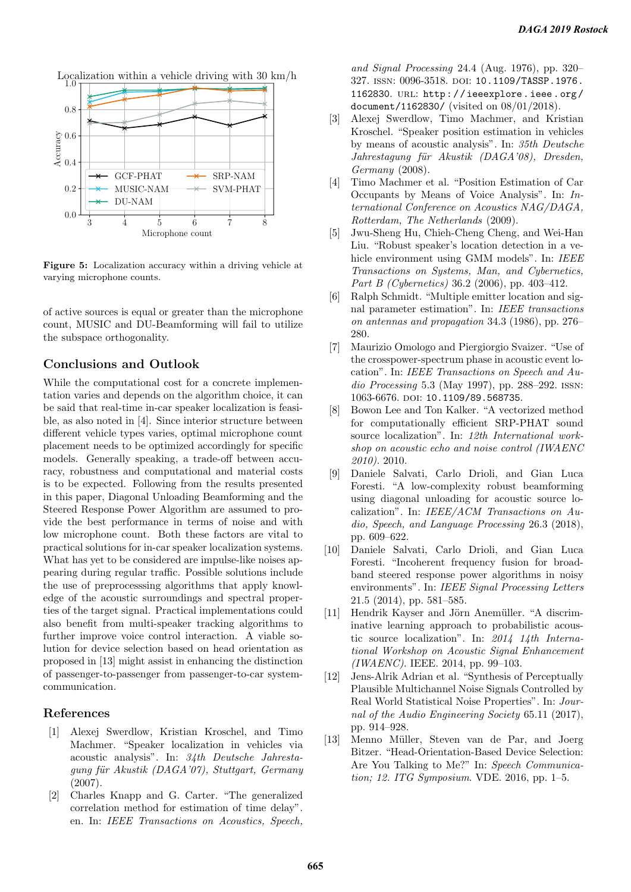Localization within a vehicle driving with 30 km/h

1.0

0.8

0.6

0.4

0.2

0.0

Accuracy

3 4 5 6 7 8

Microphone count

GCF-PHAT
MUSIC-NAM
DU-NAM
SRP-NAM
SVM-PHAT

**Figure 5:** Localization accuracy within a driving vehicle at varying microphone counts.

of active sources is equal or greater than the microphone count, MUSIC and DU-Beamforming will fail to utilize the subspace orthogonality.

## Conclusions and Outlook

While the computational cost for a concrete implementation varies and depends on the algorithm choice, it can be said that real-time in-car speaker localization is feasible, as also noted in [4]. Since interior structure between different vehicle types varies, optimal microphone count placement needs to be optimized accordingly for specific models. Generally speaking, a trade-off between accuracy, robustness and computational and material costs is to be expected. Following from the results presented in this paper, Diagonal Unloading Beamforming and the Steered Response Power Algorithm are assumed to provide the best performance in terms of noise and with low microphone count. Both these factors are vital to practical solutions for in-car speaker localization systems. What has yet to be considered are impulse-like noises appearing during regular traffic. Possible solutions include the use of preprocesssing algorithms that apply knowledge of the acoustic surroundings and spectral properties of the target signal. Practical implementations could also benefit from multi-speaker tracking algorithms to further improve voice control interaction. A viable solution for device selection based on head orientation as proposed in [13] might assist in enhancing the distinction of passenger-to-passenger from passenger-to-car system-communication.

## References

[1] Alexej Swerdlow, Kristian Kroschel, and Timo Machmer. "Speaker localization in vehicles via acoustic analysis". In: *34th Deutsche Jahrestagung für Akustik (DAGA'07), Stuttgart, Germany* (2007).

[2] Charles Knapp and G. Carter. "The generalized correlation method for estimation of time delay". en. In: *IEEE Transactions on Acoustics, Speech, and Signal Processing* 24.4 (Aug. 1976), pp. 320–327. ISSN: 0096-3518. DOI: 10.1109/TASSP.1976.1162830. URL: http://ieeexplore.ieee.org/document/1162830/ (visited on 08/01/2018).

[3] Alexej Swerdlow, Timo Machmer, and Kristian Kroschel. "Speaker position estimation in vehicles by means of acoustic analysis". In: *35th Deutsche Jahrestagung für Akustik (DAGA'08), Dresden, Germany* (2008).

[4] Timo Machmer et al. "Position Estimation of Car Occupants by Means of Voice Analysis". In: *International Conference on Acoustics NAG/DAGA, Rotterdam, The Netherlands* (2009).

[5] Jwu-Sheng Hu, Chieh-Cheng Cheng, and Wei-Han Liu. "Robust speaker's location detection in a vehicle environment using GMM models". In: *IEEE Transactions on Systems, Man, and Cybernetics, Part B (Cybernetics)* 36.2 (2006), pp. 403–412.

[6] Ralph Schmidt. "Multiple emitter location and signal parameter estimation". In: *IEEE transactions on antennas and propagation* 34.3 (1986), pp. 276–280.

[7] Maurizio Omologo and Piergiorgio Svaizer. "Use of the crosspower-spectrum phase in acoustic event location". In: *IEEE Transactions on Speech and Audio Processing* 5.3 (May 1997), pp. 288–292. ISSN: 1063-6676. DOI: 10.1109/89.568735.

[8] Bowon Lee and Ton Kalker. "A vectorized method for computationally efficient SRP-PHAT sound source localization". In: *12th International workshop on acoustic echo and noise control (IWAENC 2010)*. 2010.

[9] Daniele Salvati, Carlo Drioli, and Gian Luca Foresti. "A low-complexity robust beamforming using diagonal unloading for acoustic source localization". In: *IEEE/ACM Transactions on Audio, Speech, and Language Processing* 26.3 (2018), pp. 609–622.

[10] Daniele Salvati, Carlo Drioli, and Gian Luca Foresti. "Incoherent frequency fusion for broadband steered response power algorithms in noisy environments". In: *IEEE Signal Processing Letters* 21.5 (2014), pp. 581–585.

[11] Hendrik Kayser and Jörn Anemüller. "A discriminative learning approach to probabilistic acoustic source localization". In: *2014 14th International Workshop on Acoustic Signal Enhancement (IWAENC)*. IEEE. 2014, pp. 99–103.

[12] Jens-Alrik Adrian et al. "Synthesis of Perceptually Plausible Multichannel Noise Signals Controlled by Real World Statistical Noise Properties". In: *Journal of the Audio Engineering Society* 65.11 (2017), pp. 914–928.

[13] Menno Müller, Steven van de Par, and Joerg Bitzer. "Head-Orientation-Based Device Selection: Are You Talking to Me?" In: *Speech Communication; 12. ITG Symposium*. VDE. 2016, pp. 1–5.